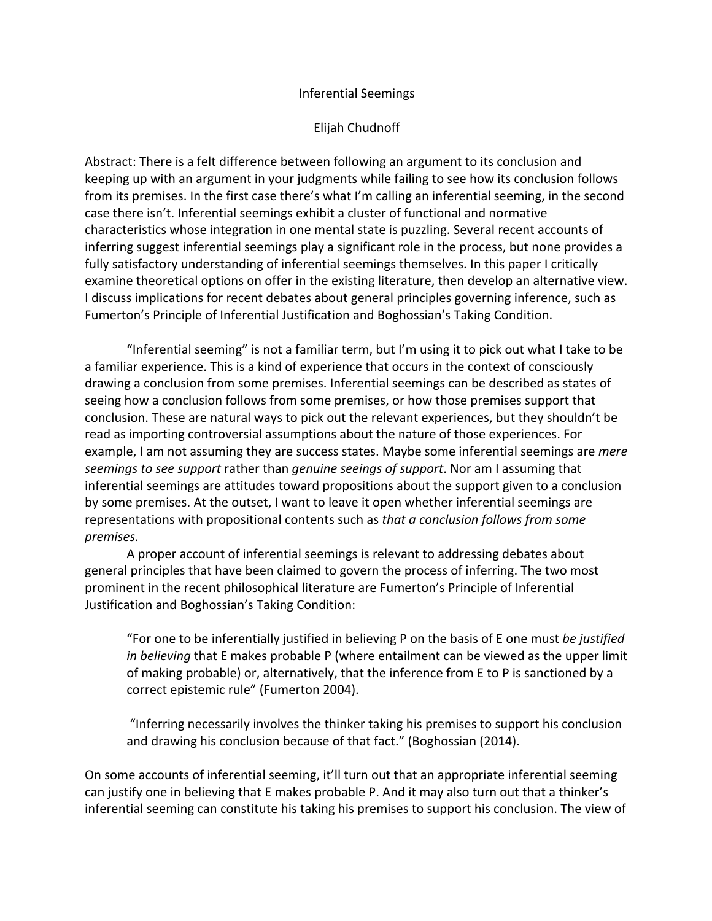# Inferential Seemings

Elijah Chudnoff

Abstract: There is a felt difference between following an argument to its conclusion and keeping up with an argument in your judgments while failing to see how its conclusion follows from its premises. In the first case there's what I'm calling an inferential seeming, in the second case there isn't. Inferential seemings exhibit a cluster of functional and normative characteristics whose integration in one mental state is puzzling. Several recent accounts of inferring suggest inferential seemings play a significant role in the process, but none provides a fully satisfactory understanding of inferential seemings themselves. In this paper I critically examine theoretical options on offer in the existing literature, then develop an alternative view. I discuss implications for recent debates about general principles governing inference, such as Fumerton's Principle of Inferential Justification and Boghossian's Taking Condition.

"Inferential seeming" is not a familiar term, but I'm using it to pick out what I take to be a familiar experience. This is a kind of experience that occurs in the context of consciously drawing a conclusion from some premises. Inferential seemings can be described as states of seeing how a conclusion follows from some premises, or how those premises support that conclusion. These are natural ways to pick out the relevant experiences, but they shouldn't be read as importing controversial assumptions about the nature of those experiences. For example, I am not assuming they are success states. Maybe some inferential seemings are *mere seemings to see support* rather than *genuine seeings of support*. Nor am I assuming that inferential seemings are attitudes toward propositions about the support given to a conclusion by some premises. At the outset, I want to leave it open whether inferential seemings are representations with propositional contents such as *that a conclusion follows from some premises*.

A proper account of inferential seemings is relevant to addressing debates about general principles that have been claimed to govern the process of inferring. The two most prominent in the recent philosophical literature are Fumerton's Principle of Inferential Justification and Boghossian's Taking Condition:

> "For one to be inferentially justified in believing P on the basis of E one must *be justified in believing* that E makes probable P (where entailment can be viewed as the upper limit of making probable) or, alternatively, that the inference from E to P is sanctioned by a correct epistemic rule" (Fumerton 2004).

> "Inferring necessarily involves the thinker taking his premises to support his conclusion and drawing his conclusion because of that fact." (Boghossian (2014).

On some accounts of inferential seeming, it'll turn out that an appropriate inferential seeming can justify one in believing that E makes probable P. And it may also turn out that a thinker's inferential seeming can constitute his taking his premises to support his conclusion. The view of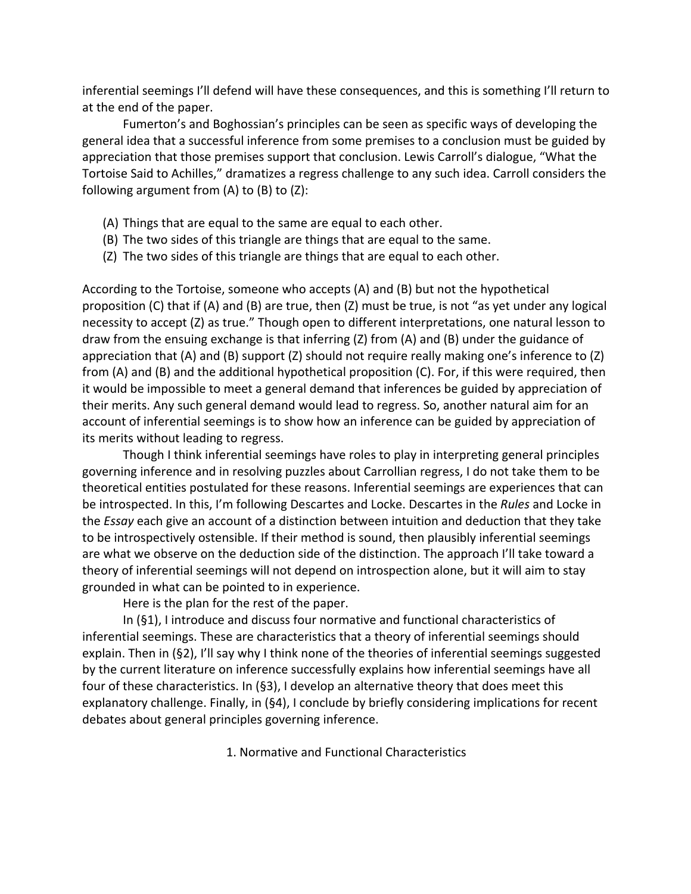inferential seemings I'll defend will have these consequences, and this is something I'll return to at the end of the paper.

Fumerton's and Boghossian's principles can be seen as specific ways of developing the general idea that a successful inference from some premises to a conclusion must be guided by appreciation that those premises support that conclusion. Lewis Carroll's dialogue, "What the Tortoise Said to Achilles," dramatizes a regress challenge to any such idea. Carroll considers the following argument from (A) to (B) to (Z):

(A) Things that are equal to the same are equal to each other.
(B) The two sides of this triangle are things that are equal to the same.
(Z) The two sides of this triangle are things that are equal to each other.

According to the Tortoise, someone who accepts (A) and (B) but not the hypothetical proposition (C) that if (A) and (B) are true, then (Z) must be true, is not "as yet under any logical necessity to accept (Z) as true." Though open to different interpretations, one natural lesson to draw from the ensuing exchange is that inferring (Z) from (A) and (B) under the guidance of appreciation that (A) and (B) support (Z) should not require really making one's inference to (Z) from (A) and (B) and the additional hypothetical proposition (C). For, if this were required, then it would be impossible to meet a general demand that inferences be guided by appreciation of their merits. Any such general demand would lead to regress. So, another natural aim for an account of inferential seemings is to show how an inference can be guided by appreciation of its merits without leading to regress.

Though I think inferential seemings have roles to play in interpreting general principles governing inference and in resolving puzzles about Carrollian regress, I do not take them to be theoretical entities postulated for these reasons. Inferential seemings are experiences that can be introspected. In this, I'm following Descartes and Locke. Descartes in the *Rules* and Locke in the *Essay* each give an account of a distinction between intuition and deduction that they take to be introspectively ostensible. If their method is sound, then plausibly inferential seemings are what we observe on the deduction side of the distinction. The approach I'll take toward a theory of inferential seemings will not depend on introspection alone, but it will aim to stay grounded in what can be pointed to in experience.

Here is the plan for the rest of the paper.

In (§1), I introduce and discuss four normative and functional characteristics of inferential seemings. These are characteristics that a theory of inferential seemings should explain. Then in (§2), I'll say why I think none of the theories of inferential seemings suggested by the current literature on inference successfully explains how inferential seemings have all four of these characteristics. In (§3), I develop an alternative theory that does meet this explanatory challenge. Finally, in (§4), I conclude by briefly considering implications for recent debates about general principles governing inference.

## 1. Normative and Functional Characteristics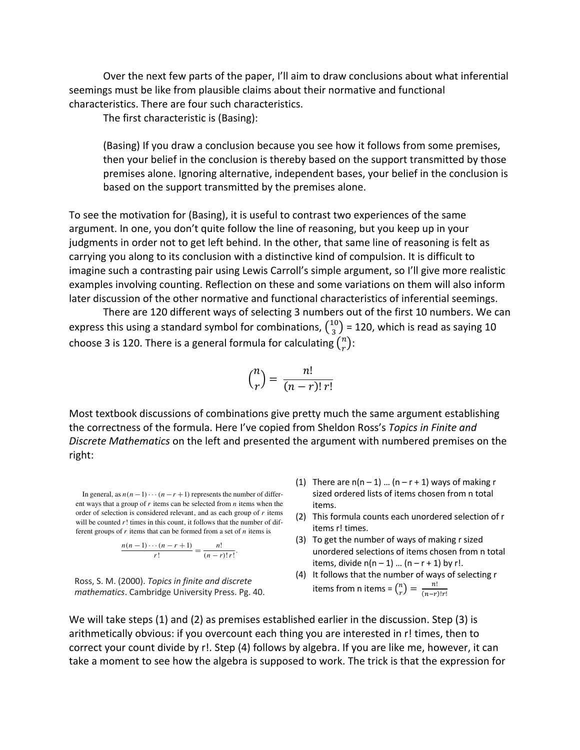Over the next few parts of the paper, I'll aim to draw conclusions about what inferential seemings must be like from plausible claims about their normative and functional characteristics. There are four such characteristics.

The first characteristic is (Basing):

> (Basing) If you draw a conclusion because you see how it follows from some premises, then your belief in the conclusion is thereby based on the support transmitted by those premises alone. Ignoring alternative, independent bases, your belief in the conclusion is based on the support transmitted by the premises alone.

To see the motivation for (Basing), it is useful to contrast two experiences of the same argument. In one, you don't quite follow the line of reasoning, but you keep up in your judgments in order not to get left behind. In the other, that same line of reasoning is felt as carrying you along to its conclusion with a distinctive kind of compulsion. It is difficult to imagine such a contrasting pair using Lewis Carroll's simple argument, so I'll give more realistic examples involving counting. Reflection on these and some variations on them will also inform later discussion of the other normative and functional characteristics of inferential seemings.

There are 120 different ways of selecting 3 numbers out of the first 10 numbers. We can express this using a standard symbol for combinations, $\binom{10}{3}$ = 120, which is read as saying 10 choose 3 is 120. There is a general formula for calculating $\binom{n}{r}$:

$$\binom{n}{r} = \frac{n!}{(n-r)!\,r!}$$

Most textbook discussions of combinations give pretty much the same argument establishing the correctness of the formula. Here I've copied from Sheldon Ross's *Topics in Finite and Discrete Mathematics* on the left and presented the argument with numbered premises on the right:

> In general, as $n(n-1)\cdots(n-r+1)$ represents the number of different ways that a group of $r$ items can be selected from $n$ items when the order of selection is considered relevant, and as each group of $r$ items will be counted $r!$ times in this count, it follows that the number of different groups of $r$ items that can be formed from a set of $n$ items is
>
> $$\frac{n(n-1)\cdots(n-r+1)}{r!} = \frac{n!}{(n-r)!\,r!}.$$

Ross, S. M. (2000). *Topics in finite and discrete mathematics*. Cambridge University Press. Pg. 40.

1. There are $n(n-1) \ldots (n-r+1)$ ways of making r sized ordered lists of items chosen from n total items.
2. This formula counts each unordered selection of r items r! times.
3. To get the number of ways of making r sized unordered selections of items chosen from n total items, divide $n(n-1) \ldots (n-r+1)$ by r!.
4. It follows that the number of ways of selecting r items from n items = $\binom{n}{r} = \frac{n!}{(n-r)!r!}$

We will take steps (1) and (2) as premises established earlier in the discussion. Step (3) is arithmetically obvious: if you overcount each thing you are interested in r! times, then to correct your count divide by r!. Step (4) follows by algebra. If you are like me, however, it can take a moment to see how the algebra is supposed to work. The trick is that the expression for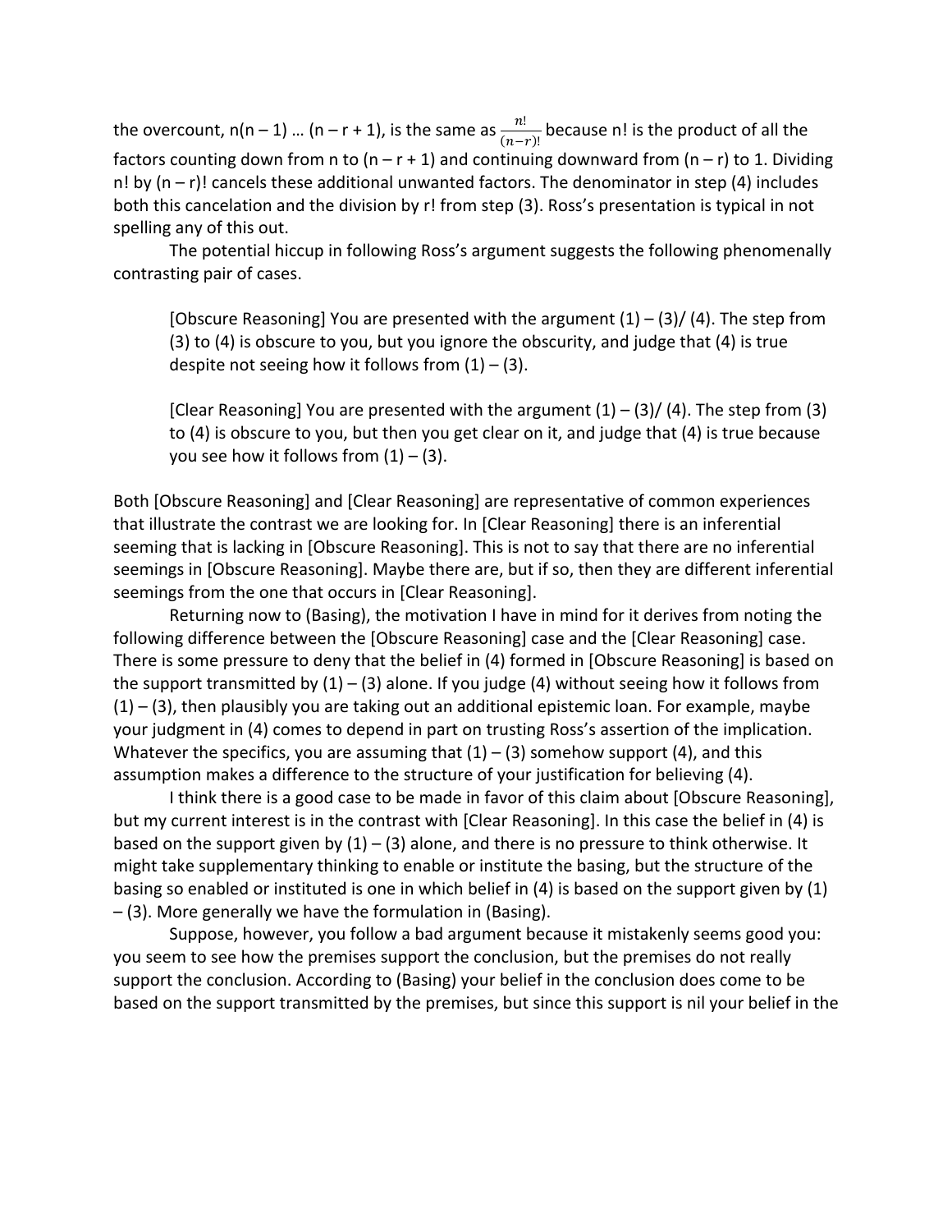the overcount, $n(n-1)\ldots(n-r+1)$, is the same as $\frac{n!}{(n-r)!}$ because n! is the product of all the factors counting down from n to $(n-r+1)$ and continuing downward from $(n-r)$ to 1. Dividing n! by $(n-r)!$ cancels these additional unwanted factors. The denominator in step (4) includes both this cancelation and the division by r! from step (3). Ross's presentation is typical in not spelling any of this out.

The potential hiccup in following Ross's argument suggests the following phenomenally contrasting pair of cases.

> [Obscure Reasoning] You are presented with the argument (1) – (3)/ (4). The step from (3) to (4) is obscure to you, but you ignore the obscurity, and judge that (4) is true despite not seeing how it follows from (1) – (3).

> [Clear Reasoning] You are presented with the argument (1) – (3)/ (4). The step from (3) to (4) is obscure to you, but then you get clear on it, and judge that (4) is true because you see how it follows from (1) – (3).

Both [Obscure Reasoning] and [Clear Reasoning] are representative of common experiences that illustrate the contrast we are looking for. In [Clear Reasoning] there is an inferential seeming that is lacking in [Obscure Reasoning]. This is not to say that there are no inferential seemings in [Obscure Reasoning]. Maybe there are, but if so, then they are different inferential seemings from the one that occurs in [Clear Reasoning].

Returning now to (Basing), the motivation I have in mind for it derives from noting the following difference between the [Obscure Reasoning] case and the [Clear Reasoning] case. There is some pressure to deny that the belief in (4) formed in [Obscure Reasoning] is based on the support transmitted by (1) – (3) alone. If you judge (4) without seeing how it follows from (1) – (3), then plausibly you are taking out an additional epistemic loan. For example, maybe your judgment in (4) comes to depend in part on trusting Ross's assertion of the implication. Whatever the specifics, you are assuming that (1) – (3) somehow support (4), and this assumption makes a difference to the structure of your justification for believing (4).

I think there is a good case to be made in favor of this claim about [Obscure Reasoning], but my current interest is in the contrast with [Clear Reasoning]. In this case the belief in (4) is based on the support given by (1) – (3) alone, and there is no pressure to think otherwise. It might take supplementary thinking to enable or institute the basing, but the structure of the basing so enabled or instituted is one in which belief in (4) is based on the support given by (1) – (3). More generally we have the formulation in (Basing).

Suppose, however, you follow a bad argument because it mistakenly seems good you: you seem to see how the premises support the conclusion, but the premises do not really support the conclusion. According to (Basing) your belief in the conclusion does come to be based on the support transmitted by the premises, but since this support is nil your belief in the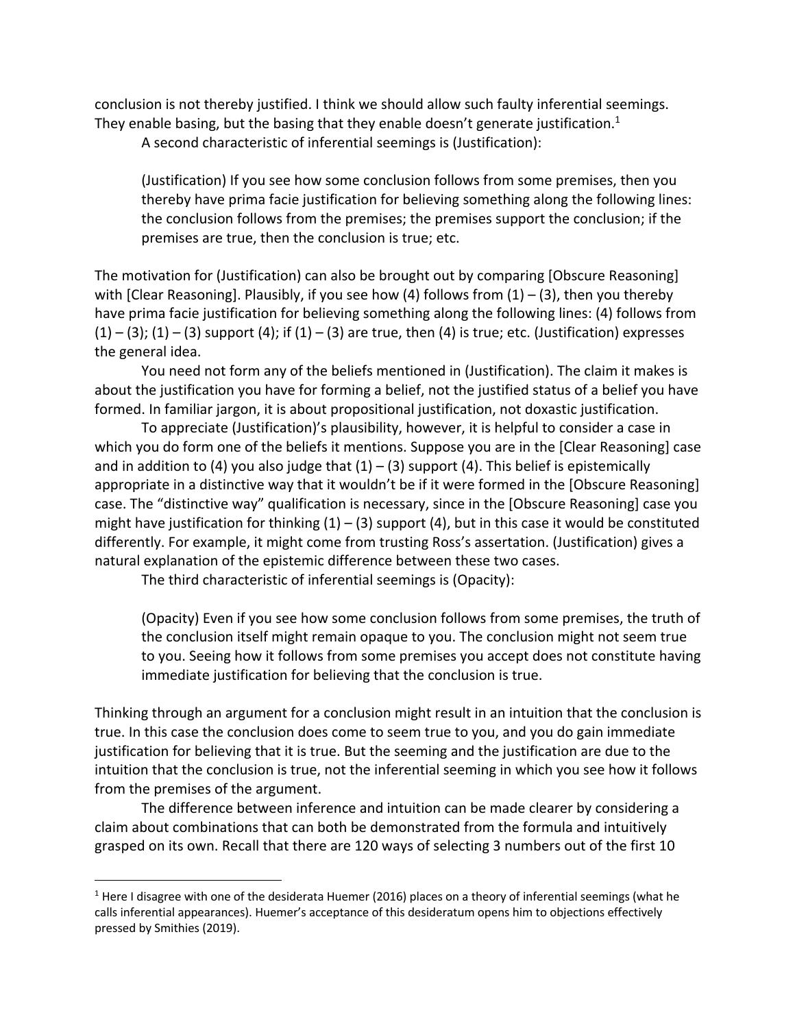conclusion is not thereby justified. I think we should allow such faulty inferential seemings. They enable basing, but the basing that they enable doesn't generate justification.[1]

A second characteristic of inferential seemings is (Justification):

> (Justification) If you see how some conclusion follows from some premises, then you thereby have prima facie justification for believing something along the following lines: the conclusion follows from the premises; the premises support the conclusion; if the premises are true, then the conclusion is true; etc.

The motivation for (Justification) can also be brought out by comparing [Obscure Reasoning] with [Clear Reasoning]. Plausibly, if you see how (4) follows from (1) – (3), then you thereby have prima facie justification for believing something along the following lines: (4) follows from (1) – (3); (1) – (3) support (4); if (1) – (3) are true, then (4) is true; etc. (Justification) expresses the general idea.

You need not form any of the beliefs mentioned in (Justification). The claim it makes is about the justification you have for forming a belief, not the justified status of a belief you have formed. In familiar jargon, it is about propositional justification, not doxastic justification.

To appreciate (Justification)'s plausibility, however, it is helpful to consider a case in which you do form one of the beliefs it mentions. Suppose you are in the [Clear Reasoning] case and in addition to (4) you also judge that (1) – (3) support (4). This belief is epistemically appropriate in a distinctive way that it wouldn't be if it were formed in the [Obscure Reasoning] case. The "distinctive way" qualification is necessary, since in the [Obscure Reasoning] case you might have justification for thinking (1) – (3) support (4), but in this case it would be constituted differently. For example, it might come from trusting Ross's assertion. (Justification) gives a natural explanation of the epistemic difference between these two cases.

The third characteristic of inferential seemings is (Opacity):

> (Opacity) Even if you see how some conclusion follows from some premises, the truth of the conclusion itself might remain opaque to you. The conclusion might not seem true to you. Seeing how it follows from some premises you accept does not constitute having immediate justification for believing that the conclusion is true.

Thinking through an argument for a conclusion might result in an intuition that the conclusion is true. In this case the conclusion does come to seem true to you, and you do gain immediate justification for believing that it is true. But the seeming and the justification are due to the intuition that the conclusion is true, not the inferential seeming in which you see how it follows from the premises of the argument.

The difference between inference and intuition can be made clearer by considering a claim about combinations that can both be demonstrated from the formula and intuitively grasped on its own. Recall that there are 120 ways of selecting 3 numbers out of the first 10

---

[1] Here I disagree with one of the desiderata Huemer (2016) places on a theory of inferential seemings (what he calls inferential appearances). Huemer's acceptance of this desideratum opens him to objections effectively pressed by Smithies (2019).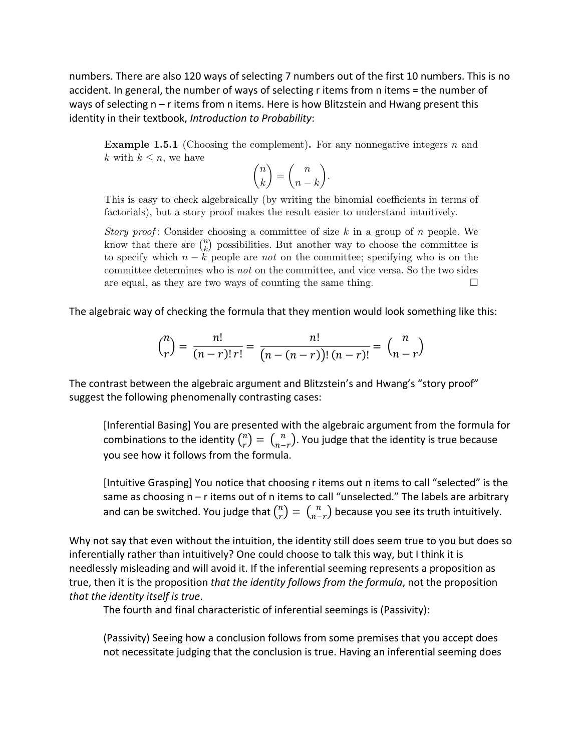numbers. There are also 120 ways of selecting 7 numbers out of the first 10 numbers. This is no accident. In general, the number of ways of selecting r items from n items = the number of ways of selecting n – r items from n items. Here is how Blitzstein and Hwang present this identity in their textbook, *Introduction to Probability*:

> **Example 1.5.1** (Choosing the complement)**.** For any nonnegative integers $n$ and $k$ with $k \leq n$, we have
>
> $$\binom{n}{k} = \binom{n}{n-k}.$$
>
> This is easy to check algebraically (by writing the binomial coefficients in terms of factorials), but a story proof makes the result easier to understand intuitively.
>
> *Story proof*: Consider choosing a committee of size $k$ in a group of $n$ people. We know that there are $\binom{n}{k}$ possibilities. But another way to choose the committee is to specify which $n-k$ people are *not* on the committee; specifying who is on the committee determines who is *not* on the committee, and vice versa. So the two sides are equal, as they are two ways of counting the same thing. □

The algebraic way of checking the formula that they mention would look something like this:

$$\binom{n}{r} = \frac{n!}{(n-r)!\,r!} = \frac{n!}{\big(n-(n-r)\big)!\,(n-r)!} = \binom{n}{n-r}$$

The contrast between the algebraic argument and Blitzstein's and Hwang's "story proof" suggest the following phenomenally contrasting cases:

> [Inferential Basing] You are presented with the algebraic argument from the formula for combinations to the identity $\binom{n}{r} = \binom{n}{n-r}$. You judge that the identity is true because you see how it follows from the formula.
>
> [Intuitive Grasping] You notice that choosing r items out n items to call "selected" is the same as choosing n – r items out of n items to call "unselected." The labels are arbitrary and can be switched. You judge that $\binom{n}{r} = \binom{n}{n-r}$ because you see its truth intuitively.

Why not say that even without the intuition, the identity still does seem true to you but does so inferentially rather than intuitively? One could choose to talk this way, but I think it is needlessly misleading and will avoid it. If the inferential seeming represents a proposition as true, then it is the proposition *that the identity follows from the formula*, not the proposition *that the identity itself is true*.

The fourth and final characteristic of inferential seemings is (Passivity):

> (Passivity) Seeing how a conclusion follows from some premises that you accept does not necessitate judging that the conclusion is true. Having an inferential seeming does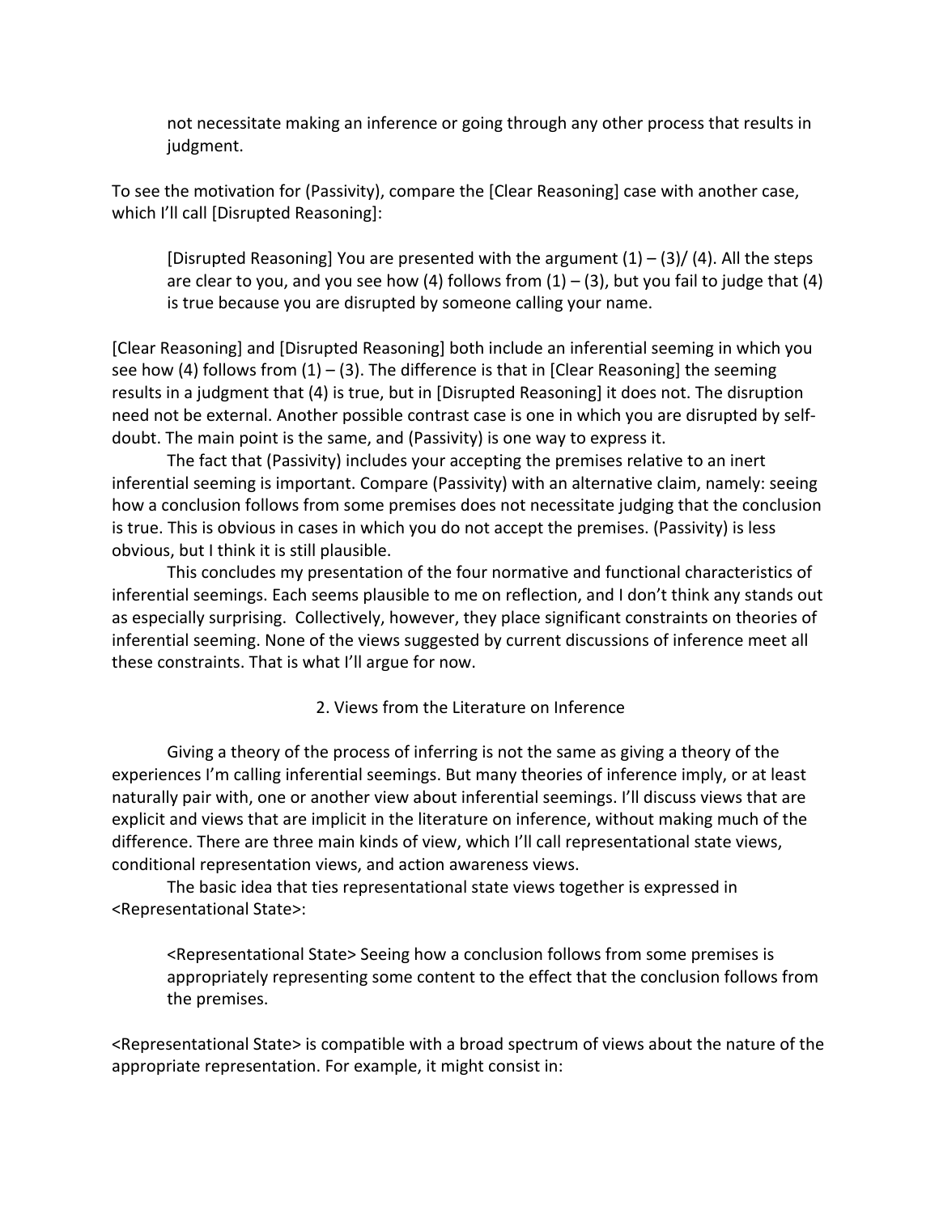not necessitate making an inference or going through any other process that results in judgment.

To see the motivation for (Passivity), compare the [Clear Reasoning] case with another case, which I'll call [Disrupted Reasoning]:

> [Disrupted Reasoning] You are presented with the argument (1) – (3)/ (4). All the steps are clear to you, and you see how (4) follows from (1) – (3), but you fail to judge that (4) is true because you are disrupted by someone calling your name.

[Clear Reasoning] and [Disrupted Reasoning] both include an inferential seeming in which you see how (4) follows from (1) – (3). The difference is that in [Clear Reasoning] the seeming results in a judgment that (4) is true, but in [Disrupted Reasoning] it does not. The disruption need not be external. Another possible contrast case is one in which you are disrupted by self-doubt. The main point is the same, and (Passivity) is one way to express it.

The fact that (Passivity) includes your accepting the premises relative to an inert inferential seeming is important. Compare (Passivity) with an alternative claim, namely: seeing how a conclusion follows from some premises does not necessitate judging that the conclusion is true. This is obvious in cases in which you do not accept the premises. (Passivity) is less obvious, but I think it is still plausible.

This concludes my presentation of the four normative and functional characteristics of inferential seemings. Each seems plausible to me on reflection, and I don't think any stands out as especially surprising. Collectively, however, they place significant constraints on theories of inferential seeming. None of the views suggested by current discussions of inference meet all these constraints. That is what I'll argue for now.

## 2. Views from the Literature on Inference

Giving a theory of the process of inferring is not the same as giving a theory of the experiences I'm calling inferential seemings. But many theories of inference imply, or at least naturally pair with, one or another view about inferential seemings. I'll discuss views that are explicit and views that are implicit in the literature on inference, without making much of the difference. There are three main kinds of view, which I'll call representational state views, conditional representation views, and action awareness views.

The basic idea that ties representational state views together is expressed in <Representational State>:

> <Representational State> Seeing how a conclusion follows from some premises is appropriately representing some content to the effect that the conclusion follows from the premises.

<Representational State> is compatible with a broad spectrum of views about the nature of the appropriate representation. For example, it might consist in: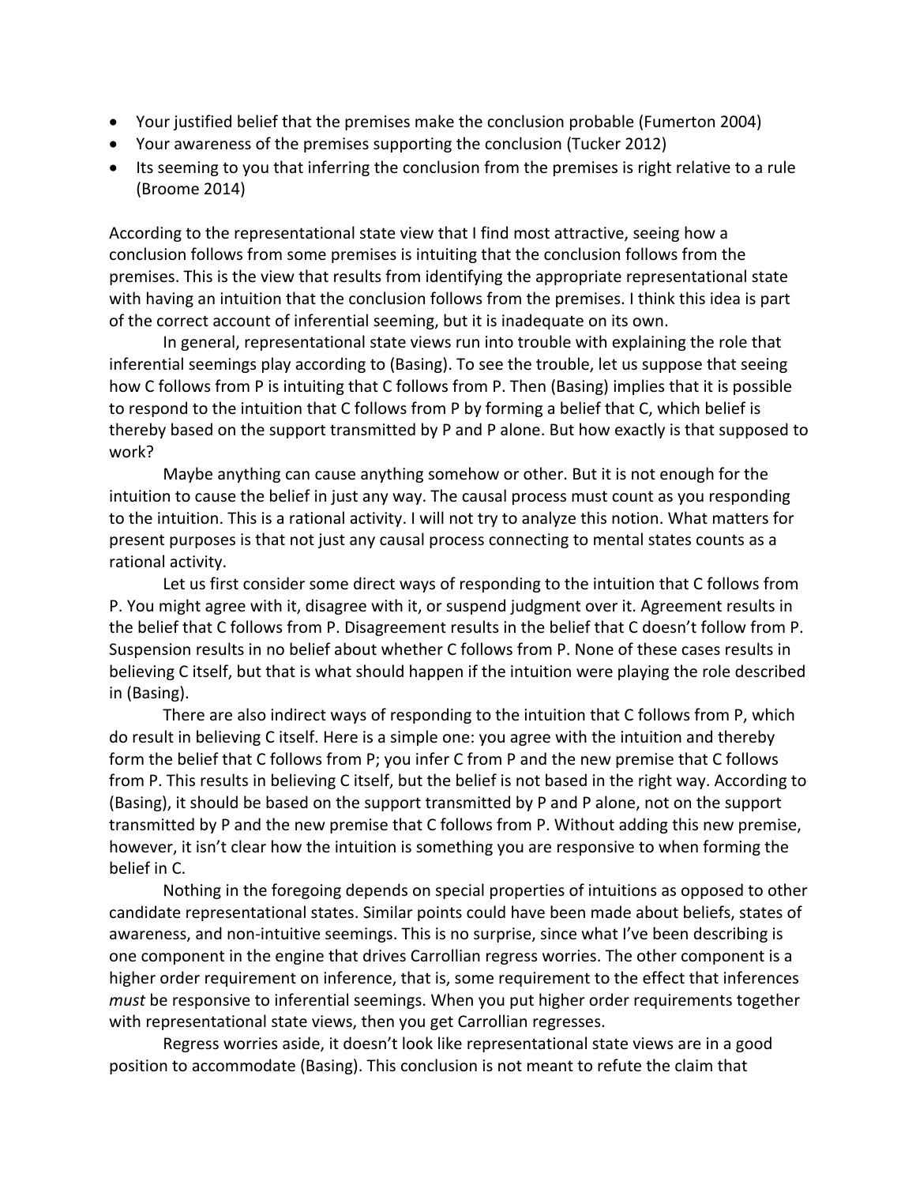- Your justified belief that the premises make the conclusion probable (Fumerton 2004)
- Your awareness of the premises supporting the conclusion (Tucker 2012)
- Its seeming to you that inferring the conclusion from the premises is right relative to a rule (Broome 2014)

According to the representational state view that I find most attractive, seeing how a conclusion follows from some premises is intuiting that the conclusion follows from the premises. This is the view that results from identifying the appropriate representational state with having an intuition that the conclusion follows from the premises. I think this idea is part of the correct account of inferential seeming, but it is inadequate on its own.

In general, representational state views run into trouble with explaining the role that inferential seemings play according to (Basing). To see the trouble, let us suppose that seeing how C follows from P is intuiting that C follows from P. Then (Basing) implies that it is possible to respond to the intuition that C follows from P by forming a belief that C, which belief is thereby based on the support transmitted by P and P alone. But how exactly is that supposed to work?

Maybe anything can cause anything somehow or other. But it is not enough for the intuition to cause the belief in just any way. The causal process must count as you responding to the intuition. This is a rational activity. I will not try to analyze this notion. What matters for present purposes is that not just any causal process connecting to mental states counts as a rational activity.

Let us first consider some direct ways of responding to the intuition that C follows from P. You might agree with it, disagree with it, or suspend judgment over it. Agreement results in the belief that C follows from P. Disagreement results in the belief that C doesn't follow from P. Suspension results in no belief about whether C follows from P. None of these cases results in believing C itself, but that is what should happen if the intuition were playing the role described in (Basing).

There are also indirect ways of responding to the intuition that C follows from P, which do result in believing C itself. Here is a simple one: you agree with the intuition and thereby form the belief that C follows from P; you infer C from P and the new premise that C follows from P. This results in believing C itself, but the belief is not based in the right way. According to (Basing), it should be based on the support transmitted by P and P alone, not on the support transmitted by P and the new premise that C follows from P. Without adding this new premise, however, it isn't clear how the intuition is something you are responsive to when forming the belief in C.

Nothing in the foregoing depends on special properties of intuitions as opposed to other candidate representational states. Similar points could have been made about beliefs, states of awareness, and non-intuitive seemings. This is no surprise, since what I've been describing is one component in the engine that drives Carrollian regress worries. The other component is a higher order requirement on inference, that is, some requirement to the effect that inferences *must* be responsive to inferential seemings. When you put higher order requirements together with representational state views, then you get Carrollian regresses.

Regress worries aside, it doesn't look like representational state views are in a good position to accommodate (Basing). This conclusion is not meant to refute the claim that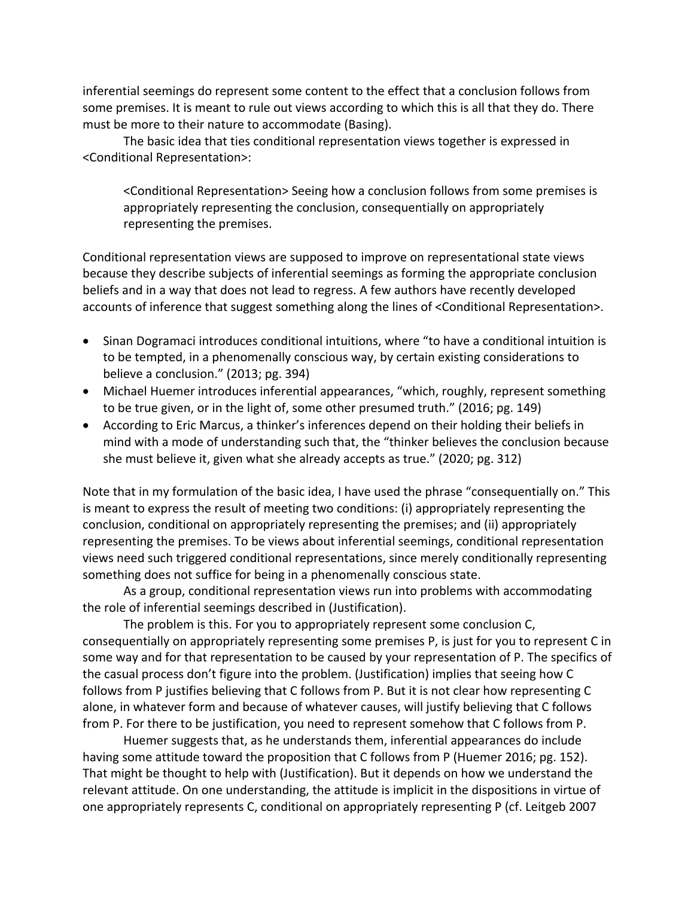inferential seemings do represent some content to the effect that a conclusion follows from some premises. It is meant to rule out views according to which this is all that they do. There must be more to their nature to accommodate (Basing).

The basic idea that ties conditional representation views together is expressed in <Conditional Representation>:

> <Conditional Representation> Seeing how a conclusion follows from some premises is appropriately representing the conclusion, consequentially on appropriately representing the premises.

Conditional representation views are supposed to improve on representational state views because they describe subjects of inferential seemings as forming the appropriate conclusion beliefs and in a way that does not lead to regress. A few authors have recently developed accounts of inference that suggest something along the lines of <Conditional Representation>.

- Sinan Dogramaci introduces conditional intuitions, where "to have a conditional intuition is to be tempted, in a phenomenally conscious way, by certain existing considerations to believe a conclusion." (2013; pg. 394)
- Michael Huemer introduces inferential appearances, "which, roughly, represent something to be true given, or in the light of, some other presumed truth." (2016; pg. 149)
- According to Eric Marcus, a thinker's inferences depend on their holding their beliefs in mind with a mode of understanding such that, the "thinker believes the conclusion because she must believe it, given what she already accepts as true." (2020; pg. 312)

Note that in my formulation of the basic idea, I have used the phrase "consequentially on." This is meant to express the result of meeting two conditions: (i) appropriately representing the conclusion, conditional on appropriately representing the premises; and (ii) appropriately representing the premises. To be views about inferential seemings, conditional representation views need such triggered conditional representations, since merely conditionally representing something does not suffice for being in a phenomenally conscious state.

As a group, conditional representation views run into problems with accommodating the role of inferential seemings described in (Justification).

The problem is this. For you to appropriately represent some conclusion C, consequentially on appropriately representing some premises P, is just for you to represent C in some way and for that representation to be caused by your representation of P. The specifics of the casual process don't figure into the problem. (Justification) implies that seeing how C follows from P justifies believing that C follows from P. But it is not clear how representing C alone, in whatever form and because of whatever causes, will justify believing that C follows from P. For there to be justification, you need to represent somehow that C follows from P.

Huemer suggests that, as he understands them, inferential appearances do include having some attitude toward the proposition that C follows from P (Huemer 2016; pg. 152). That might be thought to help with (Justification). But it depends on how we understand the relevant attitude. On one understanding, the attitude is implicit in the dispositions in virtue of one appropriately represents C, conditional on appropriately representing P (cf. Leitgeb 2007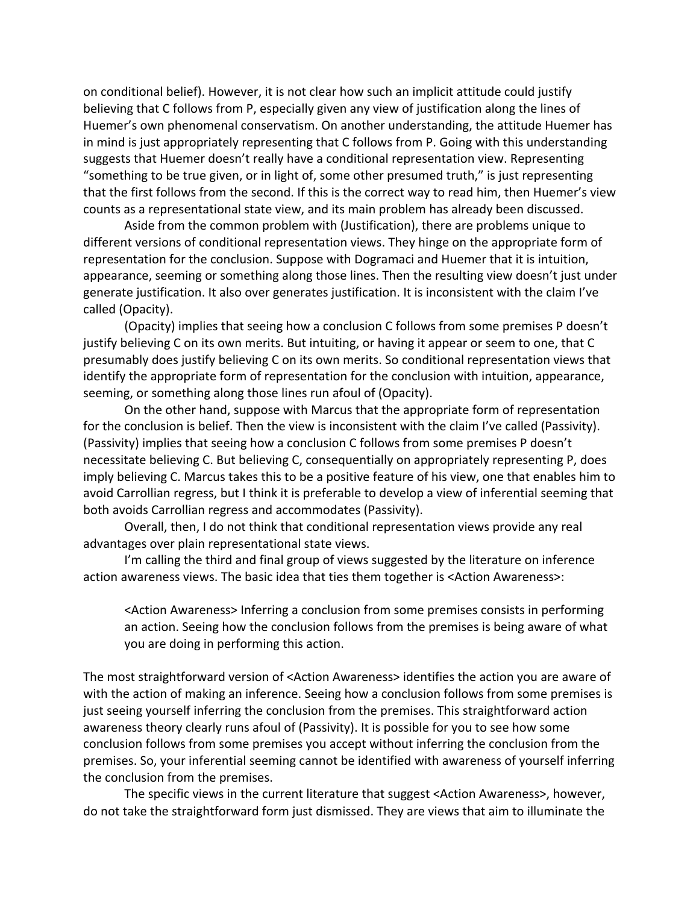on conditional belief). However, it is not clear how such an implicit attitude could justify believing that C follows from P, especially given any view of justification along the lines of Huemer's own phenomenal conservatism. On another understanding, the attitude Huemer has in mind is just appropriately representing that C follows from P. Going with this understanding suggests that Huemer doesn't really have a conditional representation view. Representing "something to be true given, or in light of, some other presumed truth," is just representing that the first follows from the second. If this is the correct way to read him, then Huemer's view counts as a representational state view, and its main problem has already been discussed.

Aside from the common problem with (Justification), there are problems unique to different versions of conditional representation views. They hinge on the appropriate form of representation for the conclusion. Suppose with Dogramaci and Huemer that it is intuition, appearance, seeming or something along those lines. Then the resulting view doesn't just under generate justification. It also over generates justification. It is inconsistent with the claim I've called (Opacity).

(Opacity) implies that seeing how a conclusion C follows from some premises P doesn't justify believing C on its own merits. But intuiting, or having it appear or seem to one, that C presumably does justify believing C on its own merits. So conditional representation views that identify the appropriate form of representation for the conclusion with intuition, appearance, seeming, or something along those lines run afoul of (Opacity).

On the other hand, suppose with Marcus that the appropriate form of representation for the conclusion is belief. Then the view is inconsistent with the claim I've called (Passivity). (Passivity) implies that seeing how a conclusion C follows from some premises P doesn't necessitate believing C. But believing C, consequentially on appropriately representing P, does imply believing C. Marcus takes this to be a positive feature of his view, one that enables him to avoid Carrollian regress, but I think it is preferable to develop a view of inferential seeming that both avoids Carrollian regress and accommodates (Passivity).

Overall, then, I do not think that conditional representation views provide any real advantages over plain representational state views.

I'm calling the third and final group of views suggested by the literature on inference action awareness views. The basic idea that ties them together is <Action Awareness>:

> <Action Awareness> Inferring a conclusion from some premises consists in performing an action. Seeing how the conclusion follows from the premises is being aware of what you are doing in performing this action.

The most straightforward version of <Action Awareness> identifies the action you are aware of with the action of making an inference. Seeing how a conclusion follows from some premises is just seeing yourself inferring the conclusion from the premises. This straightforward action awareness theory clearly runs afoul of (Passivity). It is possible for you to see how some conclusion follows from some premises you accept without inferring the conclusion from the premises. So, your inferential seeming cannot be identified with awareness of yourself inferring the conclusion from the premises.

The specific views in the current literature that suggest <Action Awareness>, however, do not take the straightforward form just dismissed. They are views that aim to illuminate the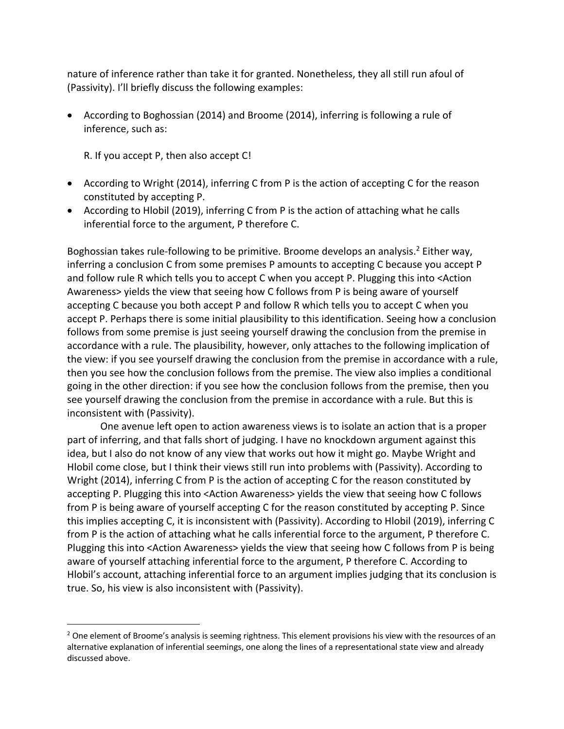nature of inference rather than take it for granted. Nonetheless, they all still run afoul of (Passivity). I'll briefly discuss the following examples:

- According to Boghossian (2014) and Broome (2014), inferring is following a rule of inference, such as:

  R. If you accept P, then also accept C!

- According to Wright (2014), inferring C from P is the action of accepting C for the reason constituted by accepting P.
- According to Hlobil (2019), inferring C from P is the action of attaching what he calls inferential force to the argument, P therefore C.

Boghossian takes rule-following to be primitive. Broome develops an analysis.[2] Either way, inferring a conclusion C from some premises P amounts to accepting C because you accept P and follow rule R which tells you to accept C when you accept P. Plugging this into <Action Awareness> yields the view that seeing how C follows from P is being aware of yourself accepting C because you both accept P and follow R which tells you to accept C when you accept P. Perhaps there is some initial plausibility to this identification. Seeing how a conclusion follows from some premise is just seeing yourself drawing the conclusion from the premise in accordance with a rule. The plausibility, however, only attaches to the following implication of the view: if you see yourself drawing the conclusion from the premise in accordance with a rule, then you see how the conclusion follows from the premise. The view also implies a conditional going in the other direction: if you see how the conclusion follows from the premise, then you see yourself drawing the conclusion from the premise in accordance with a rule. But this is inconsistent with (Passivity).

One avenue left open to action awareness views is to isolate an action that is a proper part of inferring, and that falls short of judging. I have no knockdown argument against this idea, but I also do not know of any view that works out how it might go. Maybe Wright and Hlobil come close, but I think their views still run into problems with (Passivity). According to Wright (2014), inferring C from P is the action of accepting C for the reason constituted by accepting P. Plugging this into <Action Awareness> yields the view that seeing how C follows from P is being aware of yourself accepting C for the reason constituted by accepting P. Since this implies accepting C, it is inconsistent with (Passivity). According to Hlobil (2019), inferring C from P is the action of attaching what he calls inferential force to the argument, P therefore C. Plugging this into <Action Awareness> yields the view that seeing how C follows from P is being aware of yourself attaching inferential force to the argument, P therefore C. According to Hlobil's account, attaching inferential force to an argument implies judging that its conclusion is true. So, his view is also inconsistent with (Passivity).

[2] One element of Broome's analysis is seeming rightness. This element provisions his view with the resources of an alternative explanation of inferential seemings, one along the lines of a representational state view and already discussed above.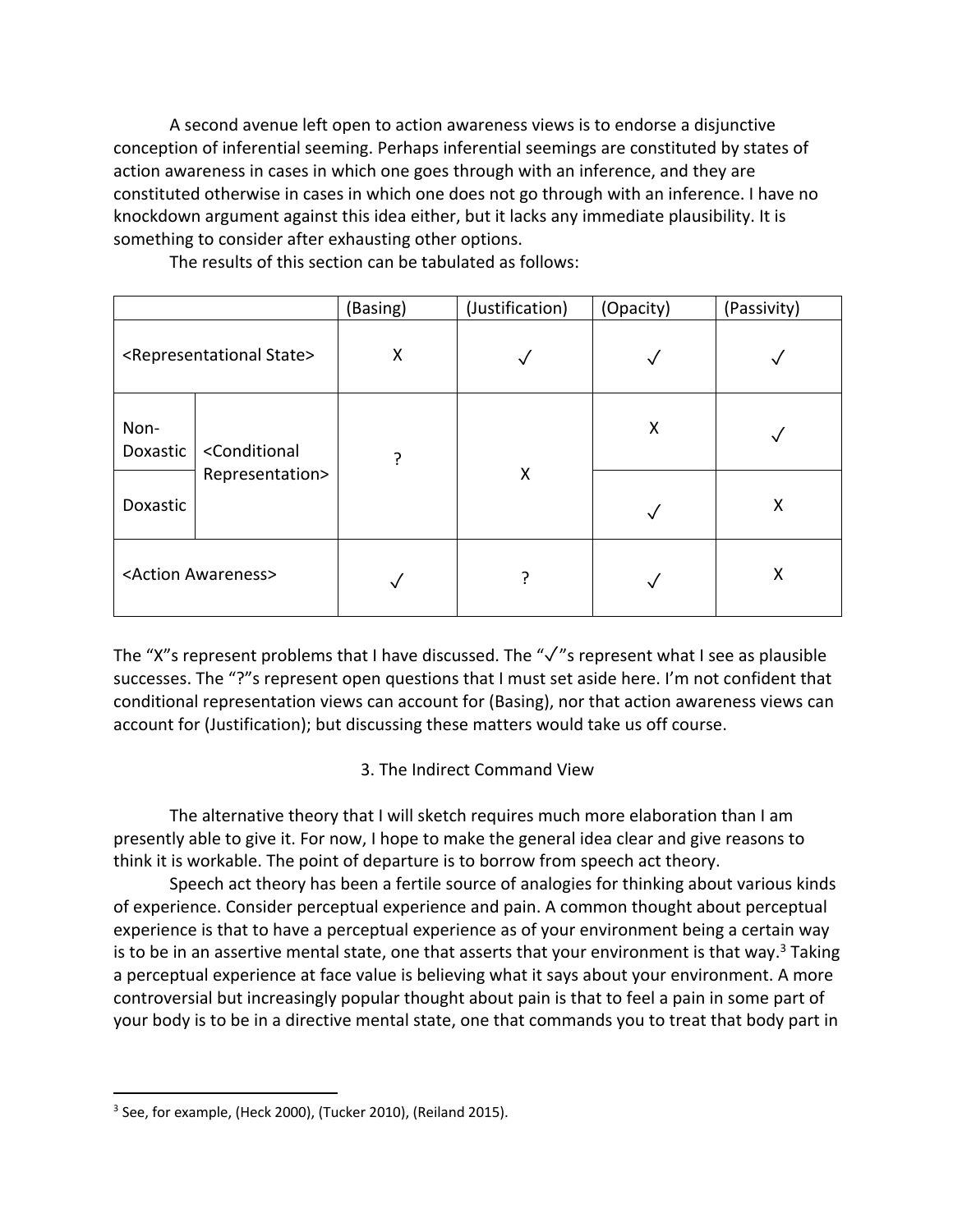A second avenue left open to action awareness views is to endorse a disjunctive conception of inferential seeming. Perhaps inferential seemings are constituted by states of action awareness in cases in which one goes through with an inference, and they are constituted otherwise in cases in which one does not go through with an inference. I have no knockdown argument against this idea either, but it lacks any immediate plausibility. It is something to consider after exhausting other options.

The results of this section can be tabulated as follows:

| | | (Basing) | (Justification) | (Opacity) | (Passivity) |
|---|---|---|---|---|---|
| <Representational State> | | X | ✓ | ✓ | ✓ |
| Non-Doxastic | <Conditional Representation> | ? | X | X | ✓ |
| Doxastic | | | | ✓ | X |
| <Action Awareness> | | ✓ | ? | ✓ | X |

The "X"s represent problems that I have discussed. The "✓"s represent what I see as plausible successes. The "?"s represent open questions that I must set aside here. I'm not confident that conditional representation views can account for (Basing), nor that action awareness views can account for (Justification); but discussing these matters would take us off course.

## 3. The Indirect Command View

The alternative theory that I will sketch requires much more elaboration than I am presently able to give it. For now, I hope to make the general idea clear and give reasons to think it is workable. The point of departure is to borrow from speech act theory.

Speech act theory has been a fertile source of analogies for thinking about various kinds of experience. Consider perceptual experience and pain. A common thought about perceptual experience is that to have a perceptual experience as of your environment being a certain way is to be in an assertive mental state, one that asserts that your environment is that way.[3] Taking a perceptual experience at face value is believing what it says about your environment. A more controversial but increasingly popular thought about pain is that to feel a pain in some part of your body is to be in a directive mental state, one that commands you to treat that body part in

[3] See, for example, (Heck 2000), (Tucker 2010), (Reiland 2015).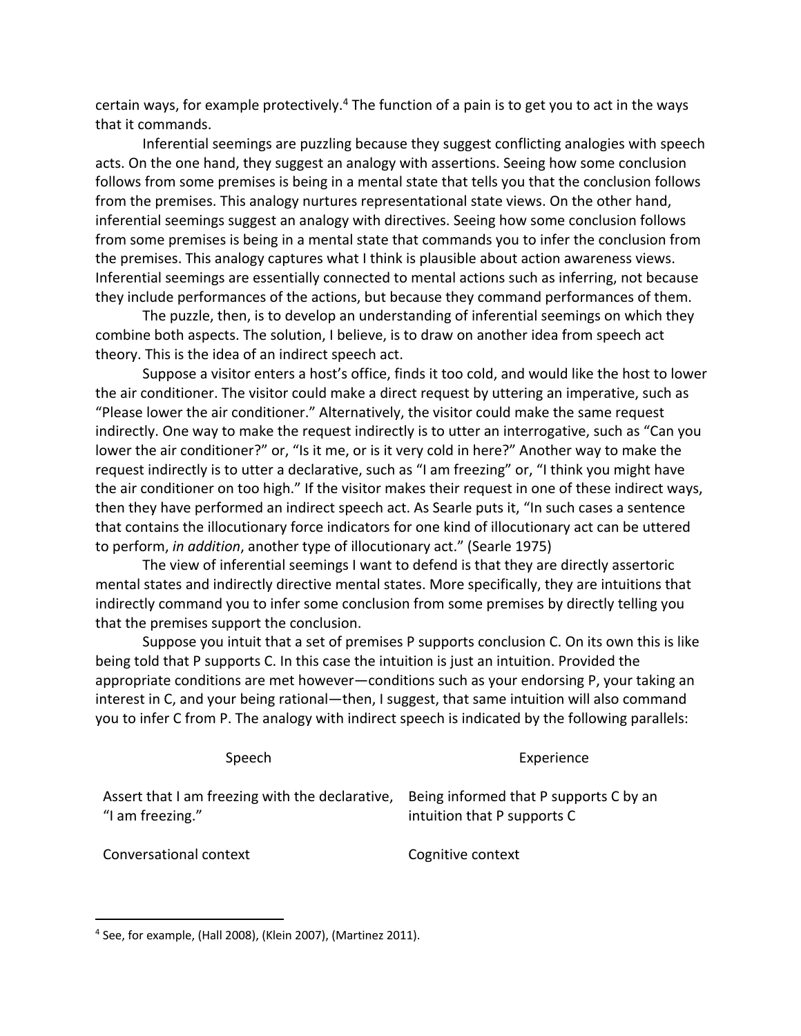certain ways, for example protectively.[4] The function of a pain is to get you to act in the ways that it commands.

Inferential seemings are puzzling because they suggest conflicting analogies with speech acts. On the one hand, they suggest an analogy with assertions. Seeing how some conclusion follows from some premises is being in a mental state that tells you that the conclusion follows from the premises. This analogy nurtures representational state views. On the other hand, inferential seemings suggest an analogy with directives. Seeing how some conclusion follows from some premises is being in a mental state that commands you to infer the conclusion from the premises. This analogy captures what I think is plausible about action awareness views. Inferential seemings are essentially connected to mental actions such as inferring, not because they include performances of the actions, but because they command performances of them.

The puzzle, then, is to develop an understanding of inferential seemings on which they combine both aspects. The solution, I believe, is to draw on another idea from speech act theory. This is the idea of an indirect speech act.

Suppose a visitor enters a host's office, finds it too cold, and would like the host to lower the air conditioner. The visitor could make a direct request by uttering an imperative, such as "Please lower the air conditioner." Alternatively, the visitor could make the same request indirectly. One way to make the request indirectly is to utter an interrogative, such as "Can you lower the air conditioner?" or, "Is it me, or is it very cold in here?" Another way to make the request indirectly is to utter a declarative, such as "I am freezing" or, "I think you might have the air conditioner on too high." If the visitor makes their request in one of these indirect ways, then they have performed an indirect speech act. As Searle puts it, "In such cases a sentence that contains the illocutionary force indicators for one kind of illocutionary act can be uttered to perform, *in addition*, another type of illocutionary act." (Searle 1975)

The view of inferential seemings I want to defend is that they are directly assertoric mental states and indirectly directive mental states. More specifically, they are intuitions that indirectly command you to infer some conclusion from some premises by directly telling you that the premises support the conclusion.

Suppose you intuit that a set of premises P supports conclusion C. On its own this is like being told that P supports C. In this case the intuition is just an intuition. Provided the appropriate conditions are met however—conditions such as your endorsing P, your taking an interest in C, and your being rational—then, I suggest, that same intuition will also command you to infer C from P. The analogy with indirect speech is indicated by the following parallels:

| Speech | Experience |
|---|---|
| Assert that I am freezing with the declarative, "I am freezing." | Being informed that P supports C by an intuition that P supports C |
| Conversational context | Cognitive context |

[4] See, for example, (Hall 2008), (Klein 2007), (Martinez 2011).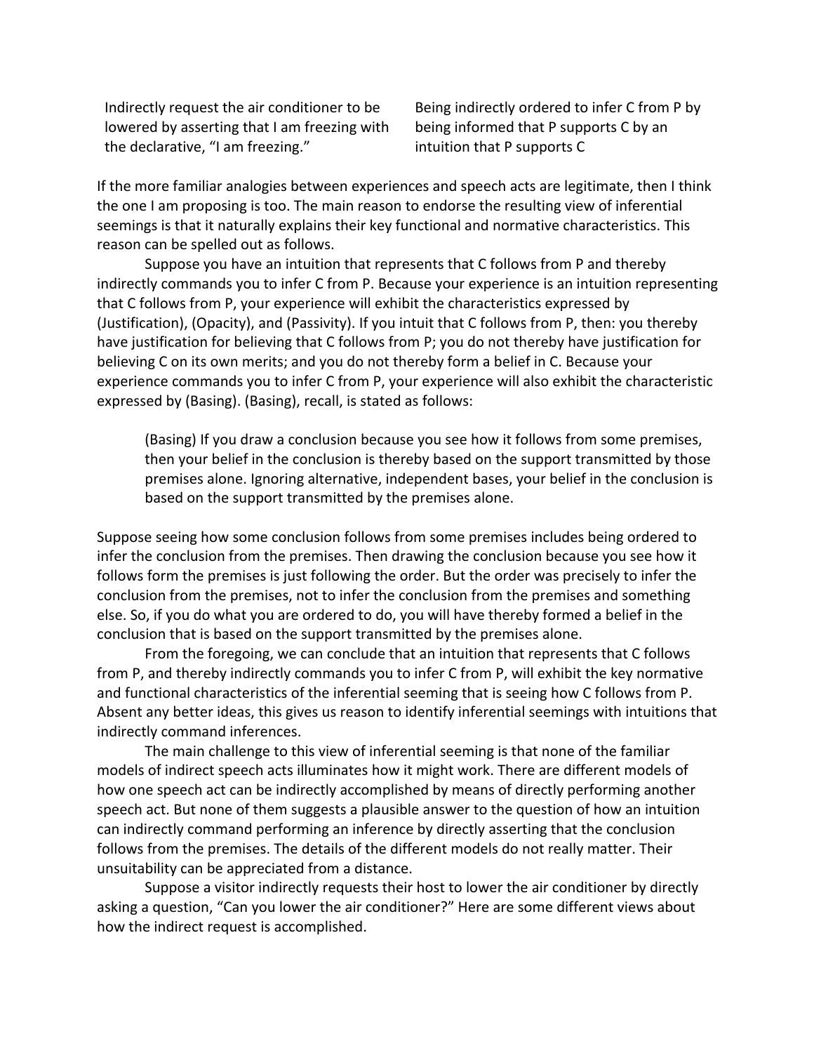| | |
|---|---|
| Indirectly request the air conditioner to be lowered by asserting that I am freezing with the declarative, "I am freezing." | Being indirectly ordered to infer C from P by being informed that P supports C by an intuition that P supports C |

If the more familiar analogies between experiences and speech acts are legitimate, then I think the one I am proposing is too. The main reason to endorse the resulting view of inferential seemings is that it naturally explains their key functional and normative characteristics. This reason can be spelled out as follows.

Suppose you have an intuition that represents that C follows from P and thereby indirectly commands you to infer C from P. Because your experience is an intuition representing that C follows from P, your experience will exhibit the characteristics expressed by (Justification), (Opacity), and (Passivity). If you intuit that C follows from P, then: you thereby have justification for believing that C follows from P; you do not thereby have justification for believing C on its own merits; and you do not thereby form a belief in C. Because your experience commands you to infer C from P, your experience will also exhibit the characteristic expressed by (Basing). (Basing), recall, is stated as follows:

> (Basing) If you draw a conclusion because you see how it follows from some premises, then your belief in the conclusion is thereby based on the support transmitted by those premises alone. Ignoring alternative, independent bases, your belief in the conclusion is based on the support transmitted by the premises alone.

Suppose seeing how some conclusion follows from some premises includes being ordered to infer the conclusion from the premises. Then drawing the conclusion because you see how it follows form the premises is just following the order. But the order was precisely to infer the conclusion from the premises, not to infer the conclusion from the premises and something else. So, if you do what you are ordered to do, you will have thereby formed a belief in the conclusion that is based on the support transmitted by the premises alone.

From the foregoing, we can conclude that an intuition that represents that C follows from P, and thereby indirectly commands you to infer C from P, will exhibit the key normative and functional characteristics of the inferential seeming that is seeing how C follows from P. Absent any better ideas, this gives us reason to identify inferential seemings with intuitions that indirectly command inferences.

The main challenge to this view of inferential seeming is that none of the familiar models of indirect speech acts illuminates how it might work. There are different models of how one speech act can be indirectly accomplished by means of directly performing another speech act. But none of them suggests a plausible answer to the question of how an intuition can indirectly command performing an inference by directly asserting that the conclusion follows from the premises. The details of the different models do not really matter. Their unsuitability can be appreciated from a distance.

Suppose a visitor indirectly requests their host to lower the air conditioner by directly asking a question, "Can you lower the air conditioner?" Here are some different views about how the indirect request is accomplished.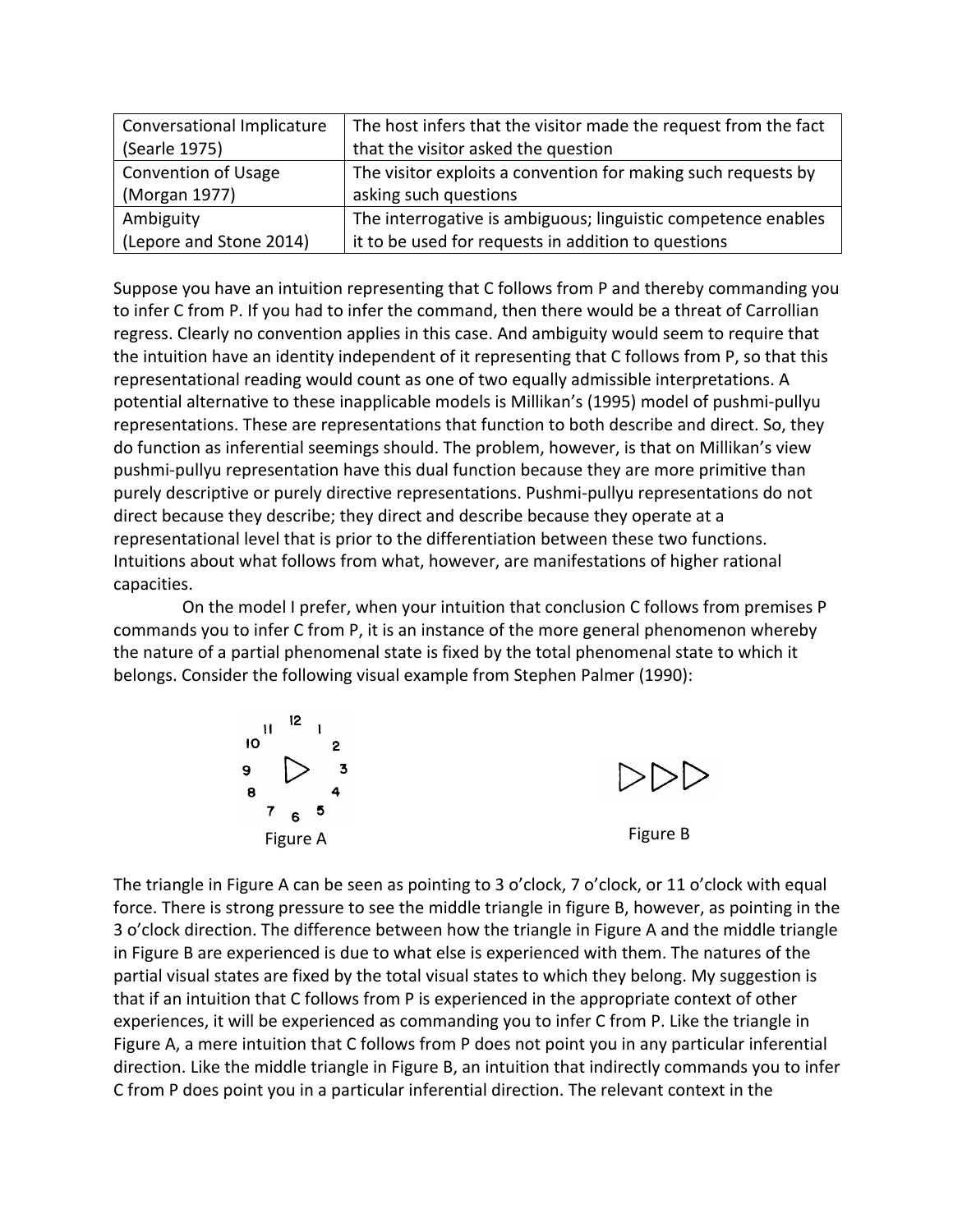| Conversational Implicature (Searle 1975) | The host infers that the visitor made the request from the fact that the visitor asked the question |
|---|---|
| Convention of Usage (Morgan 1977) | The visitor exploits a convention for making such requests by asking such questions |
| Ambiguity (Lepore and Stone 2014) | The interrogative is ambiguous; linguistic competence enables it to be used for requests in addition to questions |

Suppose you have an intuition representing that C follows from P and thereby commanding you to infer C from P. If you had to infer the command, then there would be a threat of Carrollian regress. Clearly no convention applies in this case. And ambiguity would seem to require that the intuition have an identity independent of it representing that C follows from P, so that this representational reading would count as one of two equally admissible interpretations. A potential alternative to these inapplicable models is Millikan's (1995) model of pushmi-pullyu representations. These are representations that function to both describe and direct. So, they do function as inferential seemings should. The problem, however, is that on Millikan's view pushmi-pullyu representation have this dual function because they are more primitive than purely descriptive or purely directive representations. Pushmi-pullyu representations do not direct because they describe; they direct and describe because they operate at a representational level that is prior to the differentiation between these two functions. Intuitions about what follows from what, however, are manifestations of higher rational capacities.

On the model I prefer, when your intuition that conclusion C follows from premises P commands you to infer C from P, it is an instance of the more general phenomenon whereby the nature of a partial phenomenal state is fixed by the total phenomenal state to which it belongs. Consider the following visual example from Stephen Palmer (1990):

Figure A

Figure B

The triangle in Figure A can be seen as pointing to 3 o'clock, 7 o'clock, or 11 o'clock with equal force. There is strong pressure to see the middle triangle in figure B, however, as pointing in the 3 o'clock direction. The difference between how the triangle in Figure A and the middle triangle in Figure B are experienced is due to what else is experienced with them. The natures of the partial visual states are fixed by the total visual states to which they belong. My suggestion is that if an intuition that C follows from P is experienced in the appropriate context of other experiences, it will be experienced as commanding you to infer C from P. Like the triangle in Figure A, a mere intuition that C follows from P does not point you in any particular inferential direction. Like the middle triangle in Figure B, an intuition that indirectly commands you to infer C from P does point you in a particular inferential direction. The relevant context in the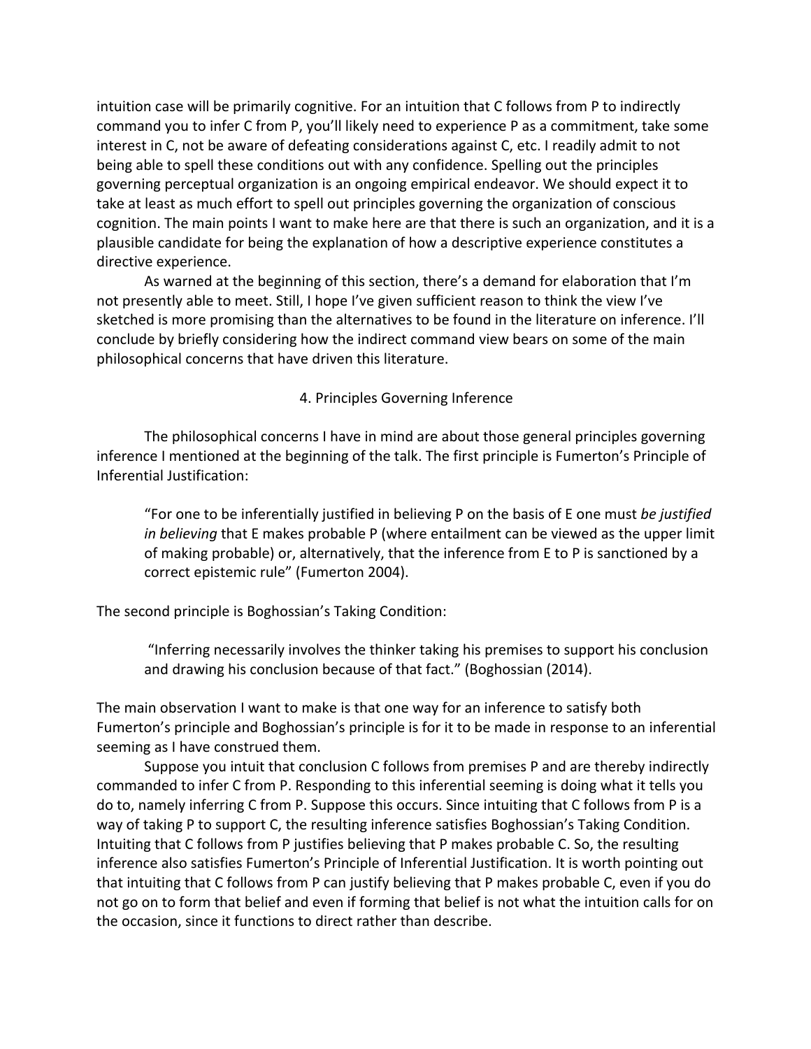intuition case will be primarily cognitive. For an intuition that C follows from P to indirectly command you to infer C from P, you'll likely need to experience P as a commitment, take some interest in C, not be aware of defeating considerations against C, etc. I readily admit to not being able to spell these conditions out with any confidence. Spelling out the principles governing perceptual organization is an ongoing empirical endeavor. We should expect it to take at least as much effort to spell out principles governing the organization of conscious cognition. The main points I want to make here are that there is such an organization, and it is a plausible candidate for being the explanation of how a descriptive experience constitutes a directive experience.

As warned at the beginning of this section, there's a demand for elaboration that I'm not presently able to meet. Still, I hope I've given sufficient reason to think the view I've sketched is more promising than the alternatives to be found in the literature on inference. I'll conclude by briefly considering how the indirect command view bears on some of the main philosophical concerns that have driven this literature.

## 4. Principles Governing Inference

The philosophical concerns I have in mind are about those general principles governing inference I mentioned at the beginning of the talk. The first principle is Fumerton's Principle of Inferential Justification:

> "For one to be inferentially justified in believing P on the basis of E one must *be justified in believing* that E makes probable P (where entailment can be viewed as the upper limit of making probable) or, alternatively, that the inference from E to P is sanctioned by a correct epistemic rule" (Fumerton 2004).

The second principle is Boghossian's Taking Condition:

> "Inferring necessarily involves the thinker taking his premises to support his conclusion and drawing his conclusion because of that fact." (Boghossian (2014).

The main observation I want to make is that one way for an inference to satisfy both Fumerton's principle and Boghossian's principle is for it to be made in response to an inferential seeming as I have construed them.

Suppose you intuit that conclusion C follows from premises P and are thereby indirectly commanded to infer C from P. Responding to this inferential seeming is doing what it tells you do to, namely inferring C from P. Suppose this occurs. Since intuiting that C follows from P is a way of taking P to support C, the resulting inference satisfies Boghossian's Taking Condition. Intuiting that C follows from P justifies believing that P makes probable C. So, the resulting inference also satisfies Fumerton's Principle of Inferential Justification. It is worth pointing out that intuiting that C follows from P can justify believing that P makes probable C, even if you do not go on to form that belief and even if forming that belief is not what the intuition calls for on the occasion, since it functions to direct rather than describe.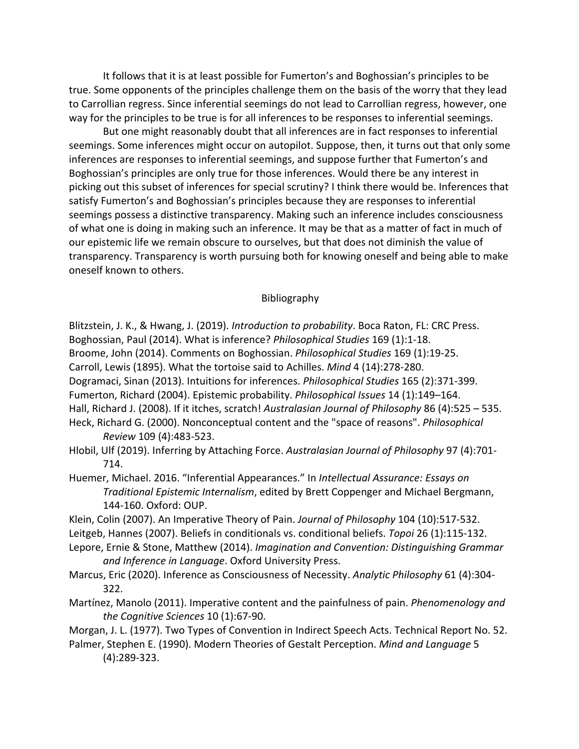It follows that it is at least possible for Fumerton's and Boghossian's principles to be true. Some opponents of the principles challenge them on the basis of the worry that they lead to Carrollian regress. Since inferential seemings do not lead to Carrollian regress, however, one way for the principles to be true is for all inferences to be responses to inferential seemings.

But one might reasonably doubt that all inferences are in fact responses to inferential seemings. Some inferences might occur on autopilot. Suppose, then, it turns out that only some inferences are responses to inferential seemings, and suppose further that Fumerton's and Boghossian's principles are only true for those inferences. Would there be any interest in picking out this subset of inferences for special scrutiny? I think there would be. Inferences that satisfy Fumerton's and Boghossian's principles because they are responses to inferential seemings possess a distinctive transparency. Making such an inference includes consciousness of what one is doing in making such an inference. It may be that as a matter of fact in much of our epistemic life we remain obscure to ourselves, but that does not diminish the value of transparency. Transparency is worth pursuing both for knowing oneself and being able to make oneself known to others.

## Bibliography

Blitzstein, J. K., & Hwang, J. (2019). *Introduction to probability*. Boca Raton, FL: CRC Press.

Boghossian, Paul (2014). What is inference? *Philosophical Studies* 169 (1):1-18.

Broome, John (2014). Comments on Boghossian. *Philosophical Studies* 169 (1):19-25.

Carroll, Lewis (1895). What the tortoise said to Achilles. *Mind* 4 (14):278-280.

Dogramaci, Sinan (2013). Intuitions for inferences. *Philosophical Studies* 165 (2):371-399.

Fumerton, Richard (2004). Epistemic probability. *Philosophical Issues* 14 (1):149–164.

Hall, Richard J. (2008). If it itches, scratch! *Australasian Journal of Philosophy* 86 (4):525 – 535.

Heck, Richard G. (2000). Nonconceptual content and the "space of reasons". *Philosophical Review* 109 (4):483-523.

Hlobil, Ulf (2019). Inferring by Attaching Force. *Australasian Journal of Philosophy* 97 (4):701-714.

Huemer, Michael. 2016. "Inferential Appearances." In *Intellectual Assurance: Essays on Traditional Epistemic Internalism*, edited by Brett Coppenger and Michael Bergmann, 144-160. Oxford: OUP.

Klein, Colin (2007). An Imperative Theory of Pain. *Journal of Philosophy* 104 (10):517-532.

Leitgeb, Hannes (2007). Beliefs in conditionals vs. conditional beliefs. *Topoi* 26 (1):115-132.

Lepore, Ernie & Stone, Matthew (2014). *Imagination and Convention: Distinguishing Grammar and Inference in Language*. Oxford University Press.

Marcus, Eric (2020). Inference as Consciousness of Necessity. *Analytic Philosophy* 61 (4):304-322.

Martínez, Manolo (2011). Imperative content and the painfulness of pain. *Phenomenology and the Cognitive Sciences* 10 (1):67-90.

Morgan, J. L. (1977). Two Types of Convention in Indirect Speech Acts. Technical Report No. 52.

Palmer, Stephen E. (1990). Modern Theories of Gestalt Perception. *Mind and Language* 5 (4):289-323.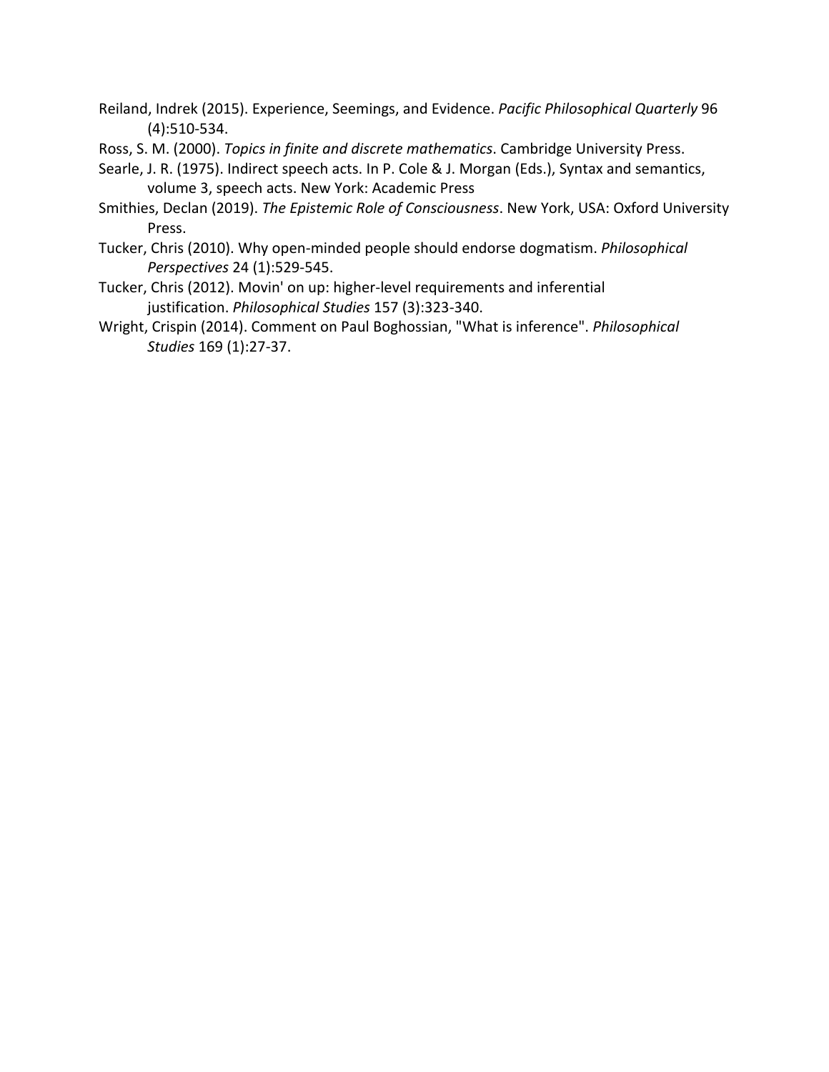Reiland, Indrek (2015). Experience, Seemings, and Evidence. *Pacific Philosophical Quarterly* 96 (4):510-534.

Ross, S. M. (2000). *Topics in finite and discrete mathematics*. Cambridge University Press.

Searle, J. R. (1975). Indirect speech acts. In P. Cole & J. Morgan (Eds.), Syntax and semantics, volume 3, speech acts. New York: Academic Press

Smithies, Declan (2019). *The Epistemic Role of Consciousness*. New York, USA: Oxford University Press.

Tucker, Chris (2010). Why open-minded people should endorse dogmatism. *Philosophical Perspectives* 24 (1):529-545.

Tucker, Chris (2012). Movin' on up: higher-level requirements and inferential justification. *Philosophical Studies* 157 (3):323-340.

Wright, Crispin (2014). Comment on Paul Boghossian, "What is inference". *Philosophical Studies* 169 (1):27-37.